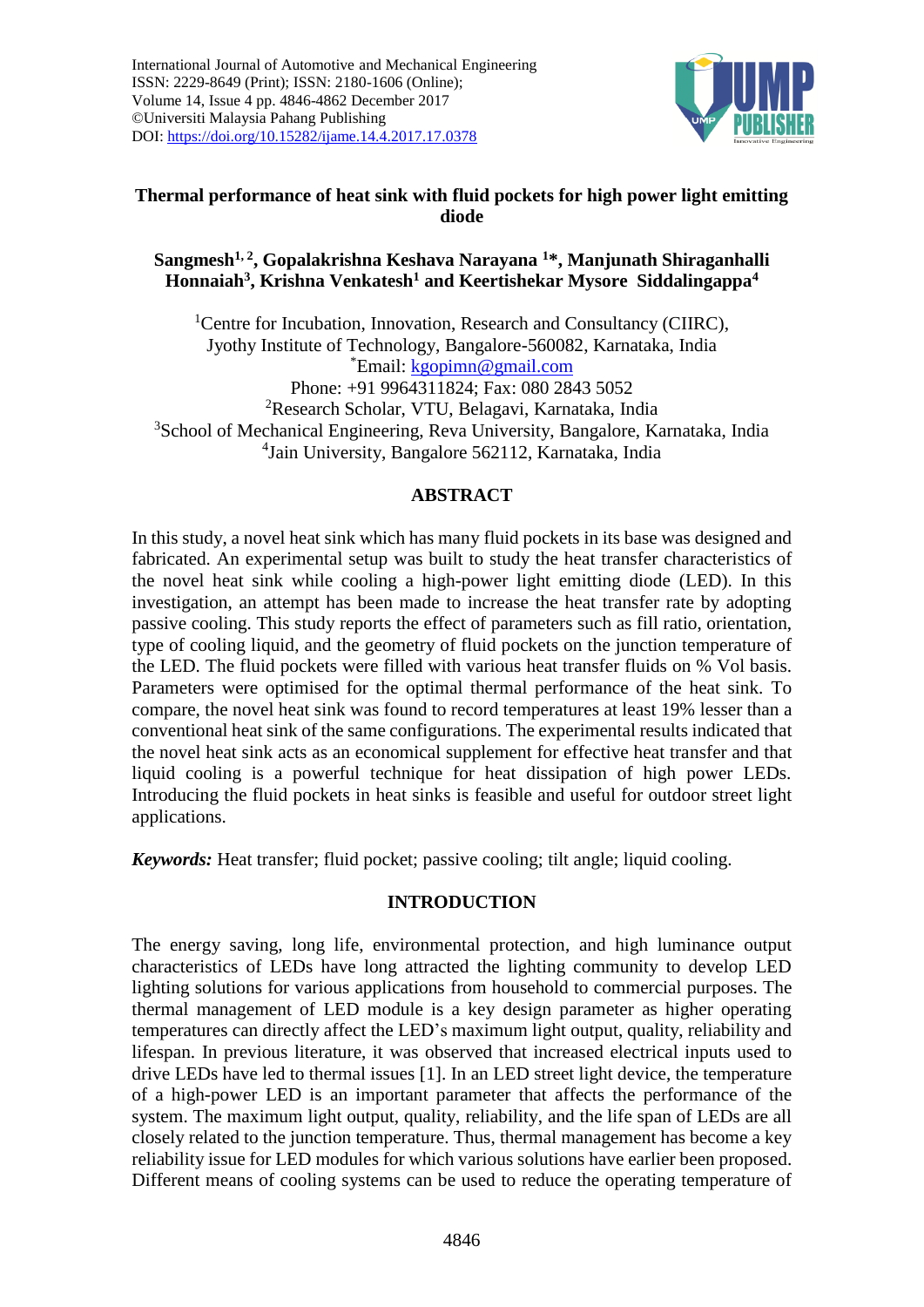# Thermal performance of heat sink with fluid pockets for high power light emitting diode

**Sangmesh[1,2], Gopalakrishna Keshava Narayana [1]*, Manjunath Shiraganhalli Honnaiah[3], Krishna Venkatesh[1] and Keertishekar Mysore Siddalingappa[4]**

[1]Centre for Incubation, Innovation, Research and Consultancy (CIIRC), Jyothy Institute of Technology, Bangalore-560082, Karnataka, India
*Email: kgopimn@gmail.com
Phone: +91 9964311824; Fax: 080 2843 5052
[2]Research Scholar, VTU, Belagavi, Karnataka, India
[3]School of Mechanical Engineering, Reva University, Bangalore, Karnataka, India
[4]Jain University, Bangalore 562112, Karnataka, India

## ABSTRACT

In this study, a novel heat sink which has many fluid pockets in its base was designed and fabricated. An experimental setup was built to study the heat transfer characteristics of the novel heat sink while cooling a high-power light emitting diode (LED). In this investigation, an attempt has been made to increase the heat transfer rate by adopting passive cooling. This study reports the effect of parameters such as fill ratio, orientation, type of cooling liquid, and the geometry of fluid pockets on the junction temperature of the LED. The fluid pockets were filled with various heat transfer fluids on % Vol basis. Parameters were optimised for the optimal thermal performance of the heat sink. To compare, the novel heat sink was found to record temperatures at least 19% lesser than a conventional heat sink of the same configurations. The experimental results indicated that the novel heat sink acts as an economical supplement for effective heat transfer and that liquid cooling is a powerful technique for heat dissipation of high power LEDs. Introducing the fluid pockets in heat sinks is feasible and useful for outdoor street light applications.

***Keywords:*** Heat transfer; fluid pocket; passive cooling; tilt angle; liquid cooling.

## INTRODUCTION

The energy saving, long life, environmental protection, and high luminance output characteristics of LEDs have long attracted the lighting community to develop LED lighting solutions for various applications from household to commercial purposes. The thermal management of LED module is a key design parameter as higher operating temperatures can directly affect the LED's maximum light output, quality, reliability and lifespan. In previous literature, it was observed that increased electrical inputs used to drive LEDs have led to thermal issues [1]. In an LED street light device, the temperature of a high-power LED is an important parameter that affects the performance of the system. The maximum light output, quality, reliability, and the life span of LEDs are all closely related to the junction temperature. Thus, thermal management has become a key reliability issue for LED modules for which various solutions have earlier been proposed. Different means of cooling systems can be used to reduce the operating temperature of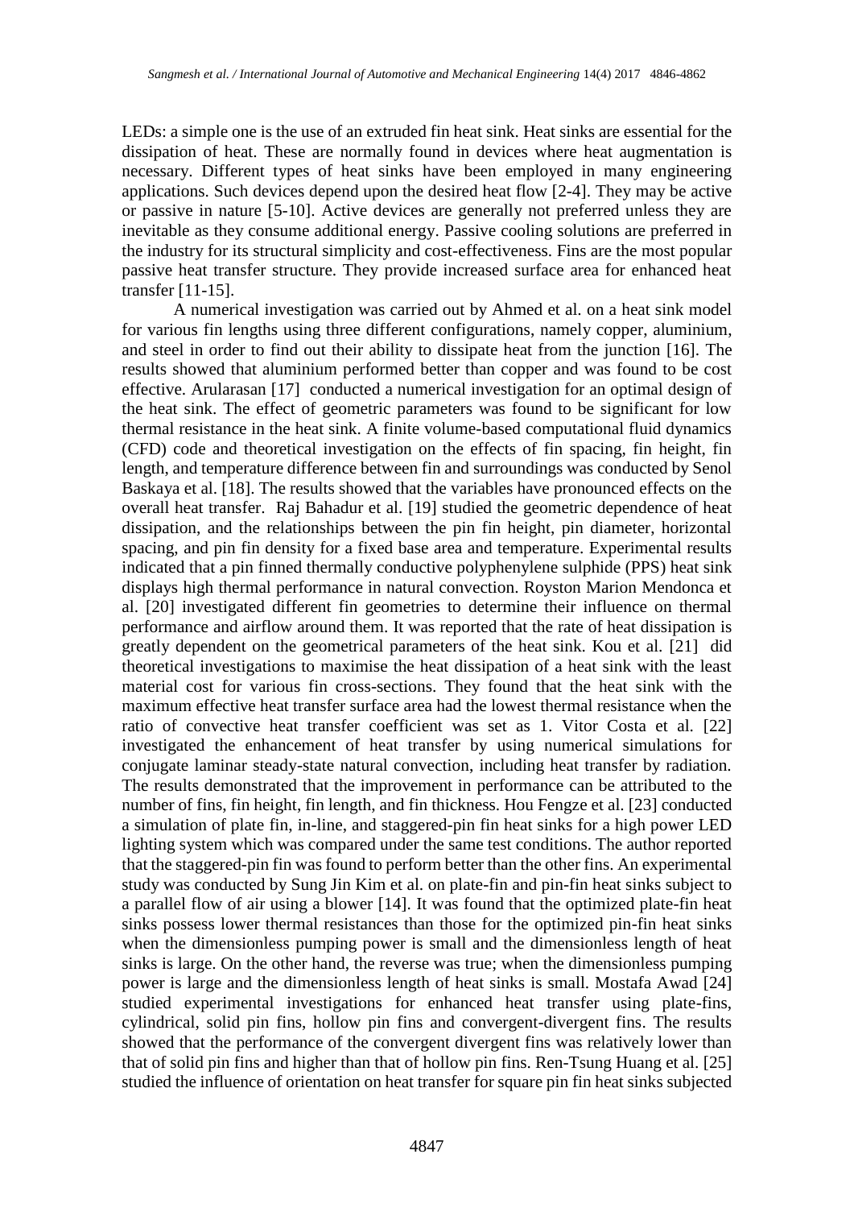LEDs: a simple one is the use of an extruded fin heat sink. Heat sinks are essential for the dissipation of heat. These are normally found in devices where heat augmentation is necessary. Different types of heat sinks have been employed in many engineering applications. Such devices depend upon the desired heat flow [2-4]. They may be active or passive in nature [5-10]. Active devices are generally not preferred unless they are inevitable as they consume additional energy. Passive cooling solutions are preferred in the industry for its structural simplicity and cost-effectiveness. Fins are the most popular passive heat transfer structure. They provide increased surface area for enhanced heat transfer [11-15].

A numerical investigation was carried out by Ahmed et al. on a heat sink model for various fin lengths using three different configurations, namely copper, aluminium, and steel in order to find out their ability to dissipate heat from the junction [16]. The results showed that aluminium performed better than copper and was found to be cost effective. Arularasan [17] conducted a numerical investigation for an optimal design of the heat sink. The effect of geometric parameters was found to be significant for low thermal resistance in the heat sink. A finite volume-based computational fluid dynamics (CFD) code and theoretical investigation on the effects of fin spacing, fin height, fin length, and temperature difference between fin and surroundings was conducted by Senol Baskaya et al. [18]. The results showed that the variables have pronounced effects on the overall heat transfer. Raj Bahadur et al. [19] studied the geometric dependence of heat dissipation, and the relationships between the pin fin height, pin diameter, horizontal spacing, and pin fin density for a fixed base area and temperature. Experimental results indicated that a pin finned thermally conductive polyphenylene sulphide (PPS) heat sink displays high thermal performance in natural convection. Royston Marion Mendonca et al. [20] investigated different fin geometries to determine their influence on thermal performance and airflow around them. It was reported that the rate of heat dissipation is greatly dependent on the geometrical parameters of the heat sink. Kou et al. [21] did theoretical investigations to maximise the heat dissipation of a heat sink with the least material cost for various fin cross-sections. They found that the heat sink with the maximum effective heat transfer surface area had the lowest thermal resistance when the ratio of convective heat transfer coefficient was set as 1. Vitor Costa et al. [22] investigated the enhancement of heat transfer by using numerical simulations for conjugate laminar steady-state natural convection, including heat transfer by radiation. The results demonstrated that the improvement in performance can be attributed to the number of fins, fin height, fin length, and fin thickness. Hou Fengze et al. [23] conducted a simulation of plate fin, in-line, and staggered-pin fin heat sinks for a high power LED lighting system which was compared under the same test conditions. The author reported that the staggered-pin fin was found to perform better than the other fins. An experimental study was conducted by Sung Jin Kim et al. on plate-fin and pin-fin heat sinks subject to a parallel flow of air using a blower [14]. It was found that the optimized plate-fin heat sinks possess lower thermal resistances than those for the optimized pin-fin heat sinks when the dimensionless pumping power is small and the dimensionless length of heat sinks is large. On the other hand, the reverse was true; when the dimensionless pumping power is large and the dimensionless length of heat sinks is small. Mostafa Awad [24] studied experimental investigations for enhanced heat transfer using plate-fins, cylindrical, solid pin fins, hollow pin fins and convergent-divergent fins. The results showed that the performance of the convergent divergent fins was relatively lower than that of solid pin fins and higher than that of hollow pin fins. Ren-Tsung Huang et al. [25] studied the influence of orientation on heat transfer for square pin fin heat sinks subjected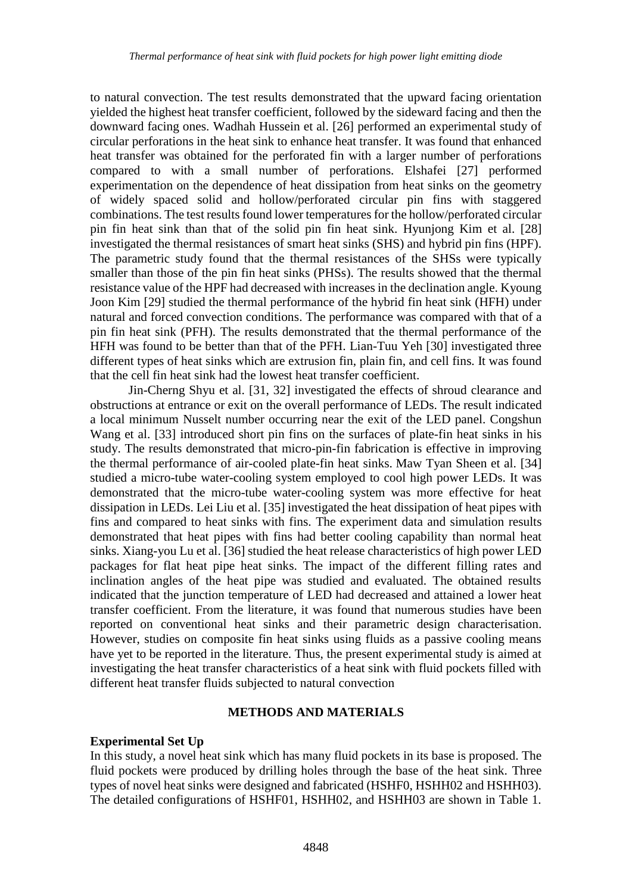to natural convection. The test results demonstrated that the upward facing orientation yielded the highest heat transfer coefficient, followed by the sideward facing and then the downward facing ones. Wadhah Hussein et al. [26] performed an experimental study of circular perforations in the heat sink to enhance heat transfer. It was found that enhanced heat transfer was obtained for the perforated fin with a larger number of perforations compared to with a small number of perforations. Elshafei [27] performed experimentation on the dependence of heat dissipation from heat sinks on the geometry of widely spaced solid and hollow/perforated circular pin fins with staggered combinations. The test results found lower temperatures for the hollow/perforated circular pin fin heat sink than that of the solid pin fin heat sink. Hyunjong Kim et al. [28] investigated the thermal resistances of smart heat sinks (SHS) and hybrid pin fins (HPF). The parametric study found that the thermal resistances of the SHSs were typically smaller than those of the pin fin heat sinks (PHSs). The results showed that the thermal resistance value of the HPF had decreased with increases in the declination angle. Kyoung Joon Kim [29] studied the thermal performance of the hybrid fin heat sink (HFH) under natural and forced convection conditions. The performance was compared with that of a pin fin heat sink (PFH). The results demonstrated that the thermal performance of the HFH was found to be better than that of the PFH. Lian-Tuu Yeh [30] investigated three different types of heat sinks which are extrusion fin, plain fin, and cell fins. It was found that the cell fin heat sink had the lowest heat transfer coefficient.

Jin-Cherng Shyu et al. [31, 32] investigated the effects of shroud clearance and obstructions at entrance or exit on the overall performance of LEDs. The result indicated a local minimum Nusselt number occurring near the exit of the LED panel. Congshun Wang et al. [33] introduced short pin fins on the surfaces of plate-fin heat sinks in his study. The results demonstrated that micro-pin-fin fabrication is effective in improving the thermal performance of air-cooled plate-fin heat sinks. Maw Tyan Sheen et al. [34] studied a micro-tube water-cooling system employed to cool high power LEDs. It was demonstrated that the micro-tube water-cooling system was more effective for heat dissipation in LEDs. Lei Liu et al. [35] investigated the heat dissipation of heat pipes with fins and compared to heat sinks with fins. The experiment data and simulation results demonstrated that heat pipes with fins had better cooling capability than normal heat sinks. Xiang-you Lu et al. [36] studied the heat release characteristics of high power LED packages for flat heat pipe heat sinks. The impact of the different filling rates and inclination angles of the heat pipe was studied and evaluated. The obtained results indicated that the junction temperature of LED had decreased and attained a lower heat transfer coefficient. From the literature, it was found that numerous studies have been reported on conventional heat sinks and their parametric design characterisation. However, studies on composite fin heat sinks using fluids as a passive cooling means have yet to be reported in the literature. Thus, the present experimental study is aimed at investigating the heat transfer characteristics of a heat sink with fluid pockets filled with different heat transfer fluids subjected to natural convection

## METHODS AND MATERIALS

### Experimental Set Up

In this study, a novel heat sink which has many fluid pockets in its base is proposed. The fluid pockets were produced by drilling holes through the base of the heat sink. Three types of novel heat sinks were designed and fabricated (HSHF0, HSHH02 and HSHH03). The detailed configurations of HSHF01, HSHH02, and HSHH03 are shown in Table 1.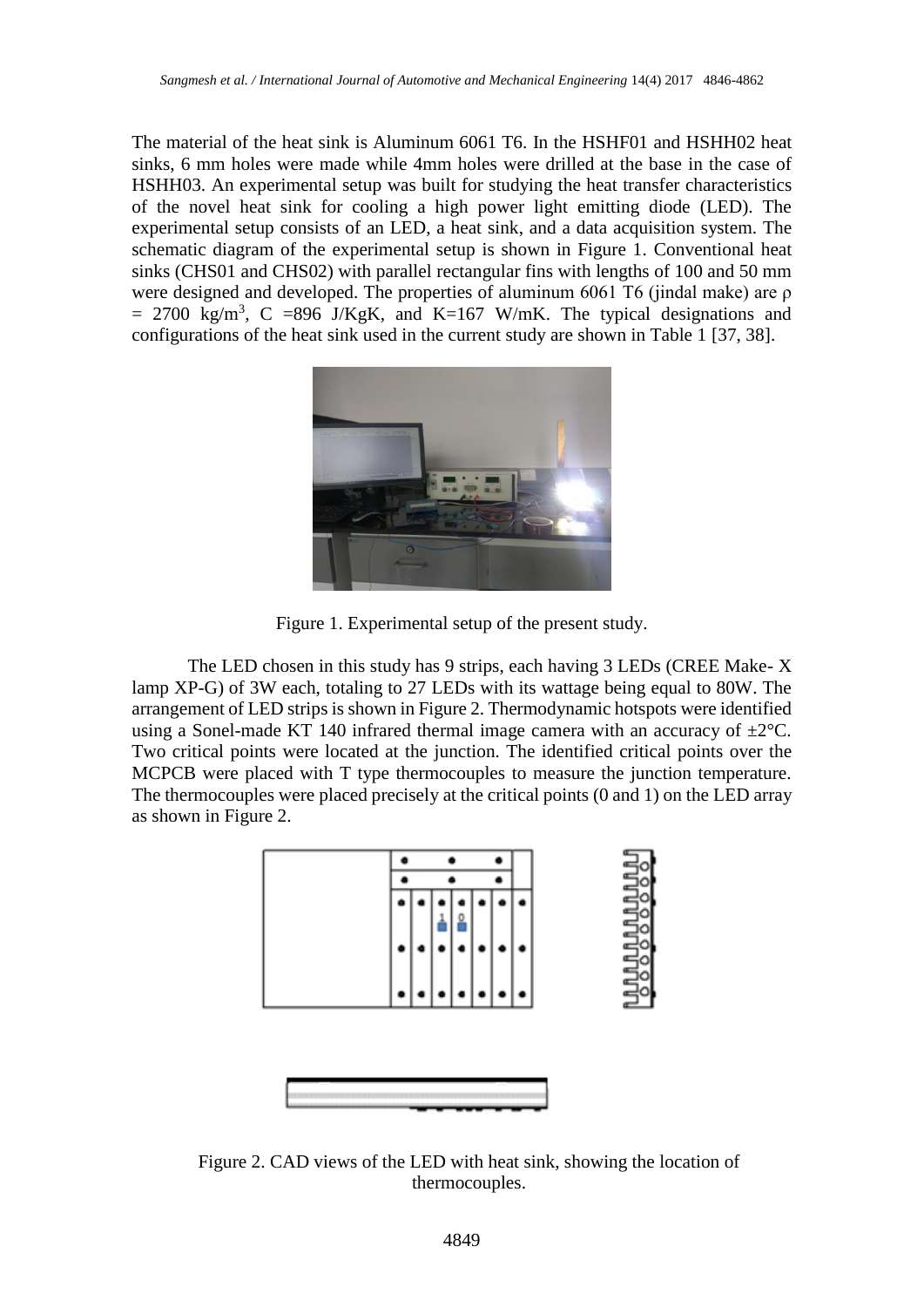The material of the heat sink is Aluminum 6061 T6. In the HSHF01 and HSHH02 heat sinks, 6 mm holes were made while 4mm holes were drilled at the base in the case of HSHH03. An experimental setup was built for studying the heat transfer characteristics of the novel heat sink for cooling a high power light emitting diode (LED). The experimental setup consists of an LED, a heat sink, and a data acquisition system. The schematic diagram of the experimental setup is shown in Figure 1. Conventional heat sinks (CHS01 and CHS02) with parallel rectangular fins with lengths of 100 and 50 mm were designed and developed. The properties of aluminum 6061 T6 (jindal make) are $\rho = 2700$ kg/m$^3$, C =896 J/KgK, and K=167 W/mK. The typical designations and configurations of the heat sink used in the current study are shown in Table 1 [37, 38].

Figure 1. Experimental setup of the present study.

The LED chosen in this study has 9 strips, each having 3 LEDs (CREE Make- X lamp XP-G) of 3W each, totaling to 27 LEDs with its wattage being equal to 80W. The arrangement of LED strips is shown in Figure 2. Thermodynamic hotspots were identified using a Sonel-made KT 140 infrared thermal image camera with an accuracy of ±2°C. Two critical points were located at the junction. The identified critical points over the MCPCB were placed with T type thermocouples to measure the junction temperature. The thermocouples were placed precisely at the critical points (0 and 1) on the LED array as shown in Figure 2.

Figure 2. CAD views of the LED with heat sink, showing the location of thermocouples.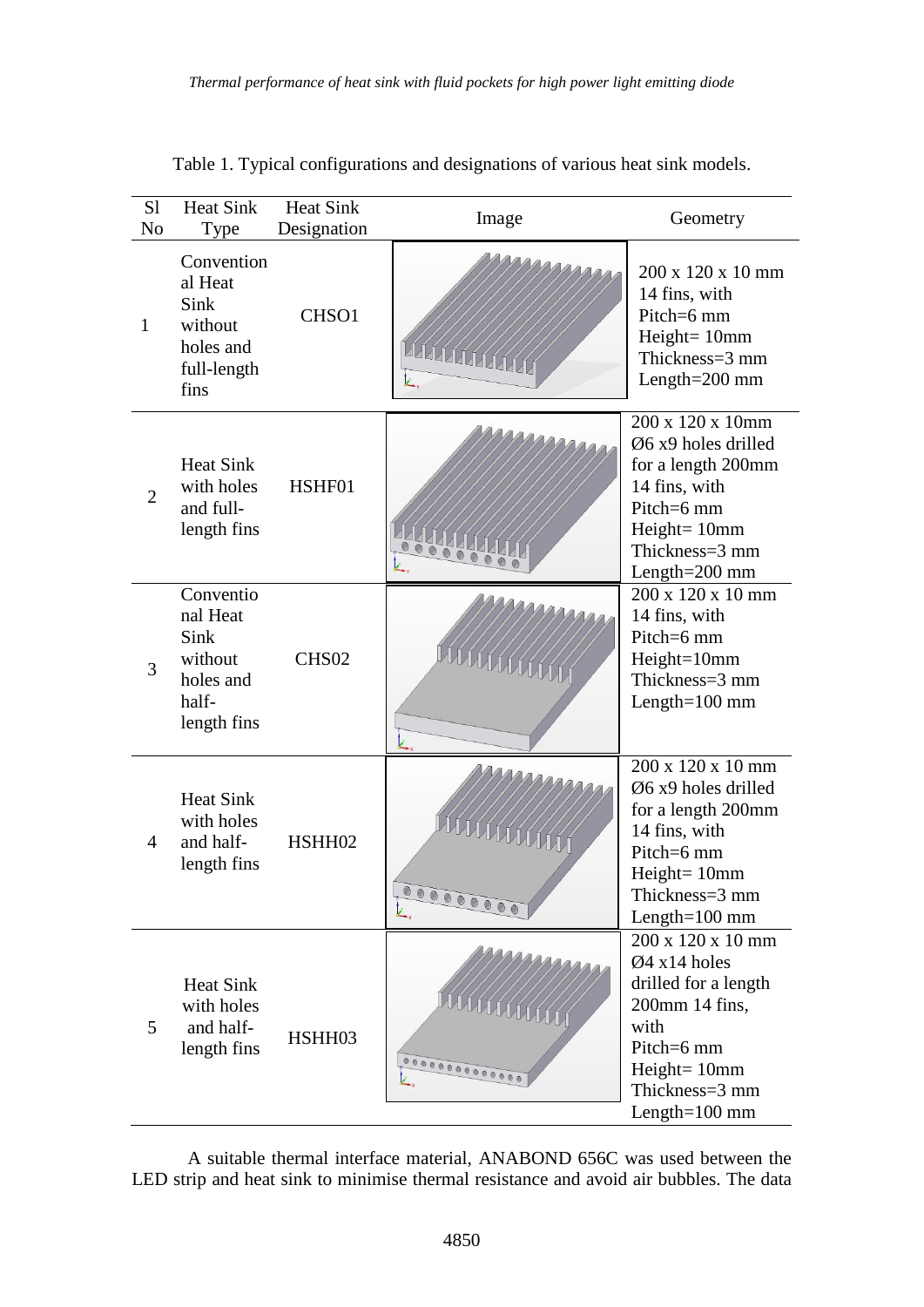Table 1. Typical configurations and designations of various heat sink models.

| Sl No | Heat Sink Type | Heat Sink Designation | Image | Geometry |
|---|---|---|---|---|
| 1 | Conventional Heat Sink without holes and full-length fins | CHSO1 | | 200 x 120 x 10 mm 14 fins, with Pitch=6 mm Height= 10mm Thickness=3 mm Length=200 mm |
| 2 | Heat Sink with holes and full-length fins | HSHF01 | | 200 x 120 x 10mm Ø6 x9 holes drilled for a length 200mm 14 fins, with Pitch=6 mm Height= 10mm Thickness=3 mm Length=200 mm |
| 3 | Conventional Heat Sink without holes and half-length fins | CHS02 | | 200 x 120 x 10 mm 14 fins, with Pitch=6 mm Height=10mm Thickness=3 mm Length=100 mm |
| 4 | Heat Sink with holes and half-length fins | HSHH02 | | 200 x 120 x 10 mm Ø6 x9 holes drilled for a length 200mm 14 fins, with Pitch=6 mm Height= 10mm Thickness=3 mm Length=100 mm |
| 5 | Heat Sink with holes and half-length fins | HSHH03 | | 200 x 120 x 10 mm Ø4 x14 holes drilled for a length 200mm 14 fins, with Pitch=6 mm Height= 10mm Thickness=3 mm Length=100 mm |

A suitable thermal interface material, ANABOND 656C was used between the LED strip and heat sink to minimise thermal resistance and avoid air bubbles. The data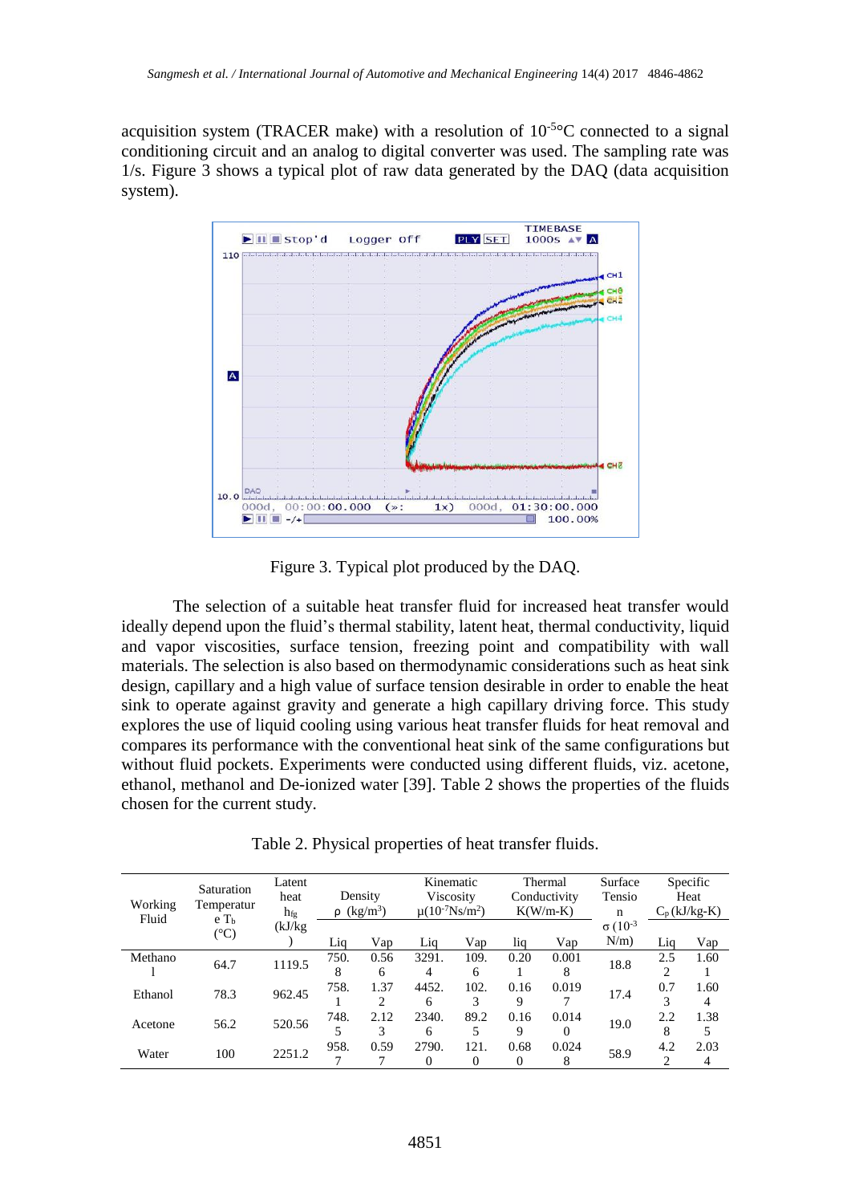acquisition system (TRACER make) with a resolution of $10^{-5}$°C connected to a signal conditioning circuit and an analog to digital converter was used. The sampling rate was 1/s. Figure 3 shows a typical plot of raw data generated by the DAQ (data acquisition system).

Figure 3. Typical plot produced by the DAQ.

The selection of a suitable heat transfer fluid for increased heat transfer would ideally depend upon the fluid's thermal stability, latent heat, thermal conductivity, liquid and vapor viscosities, surface tension, freezing point and compatibility with wall materials. The selection is also based on thermodynamic considerations such as heat sink design, capillary and a high value of surface tension desirable in order to enable the heat sink to operate against gravity and generate a high capillary driving force. This study explores the use of liquid cooling using various heat transfer fluids for heat removal and compares its performance with the conventional heat sink of the same configurations but without fluid pockets. Experiments were conducted using different fluids, viz. acetone, ethanol, methanol and De-ionized water [39]. Table 2 shows the properties of the fluids chosen for the current study.

Table 2. Physical properties of heat transfer fluids.

| Working Fluid | Saturation Temperature $T_b$ (°C) | Latent heat $h_{fg}$ (kJ/kg) | Density ρ (kg/m³) | | Kinematic Viscosity μ($10^{-7}$Ns/m²) | | Thermal Conductivity K(W/m-K) | | Surface Tension σ ($10^{-3}$ N/m) | Specific Heat $C_p$ (kJ/kg-K) | |
|---|---|---|---|---|---|---|---|---|---|---|---|
| | | | Liq | Vap | Liq | Vap | liq | Vap | | Liq | Vap |
| Methanol | 64.7 | 1119.5 | 750.8 | 0.566 | 3291.4 | 109.6 | 0.201 | 0.0018 | 18.8 | 2.52 | 1.601 |
| Ethanol | 78.3 | 962.45 | 758.1 | 1.372 | 4452.6 | 102.3 | 0.169 | 0.0197 | 17.4 | 0.73 | 1.604 |
| Acetone | 56.2 | 520.56 | 748.5 | 2.123 | 2340.6 | 89.25 | 0.169 | 0.0140 | 19.0 | 2.28 | 1.385 |
| Water | 100 | 2251.2 | 958.7 | 0.597 | 2790.0 | 121.0 | 0.680 | 0.0248 | 58.9 | 4.22 | 2.034 |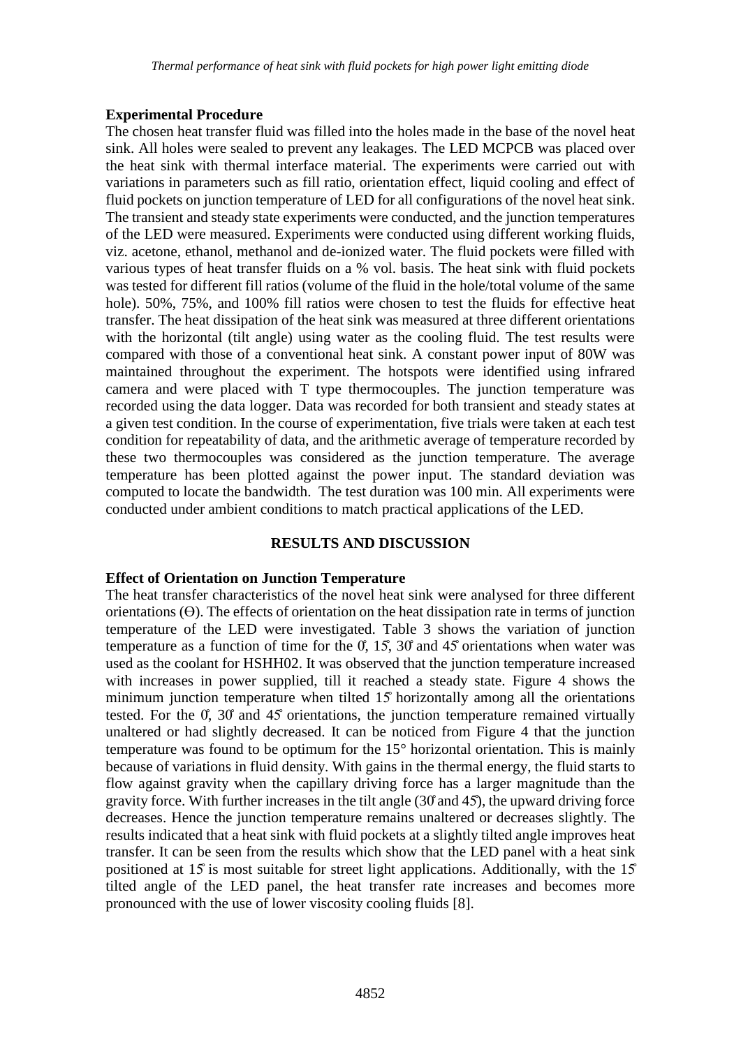### Experimental Procedure

The chosen heat transfer fluid was filled into the holes made in the base of the novel heat sink. All holes were sealed to prevent any leakages. The LED MCPCB was placed over the heat sink with thermal interface material. The experiments were carried out with variations in parameters such as fill ratio, orientation effect, liquid cooling and effect of fluid pockets on junction temperature of LED for all configurations of the novel heat sink. The transient and steady state experiments were conducted, and the junction temperatures of the LED were measured. Experiments were conducted using different working fluids, viz. acetone, ethanol, methanol and de-ionized water. The fluid pockets were filled with various types of heat transfer fluids on a % vol. basis. The heat sink with fluid pockets was tested for different fill ratios (volume of the fluid in the hole/total volume of the same hole). 50%, 75%, and 100% fill ratios were chosen to test the fluids for effective heat transfer. The heat dissipation of the heat sink was measured at three different orientations with the horizontal (tilt angle) using water as the cooling fluid. The test results were compared with those of a conventional heat sink. A constant power input of 80W was maintained throughout the experiment. The hotspots were identified using infrared camera and were placed with T type thermocouples. The junction temperature was recorded using the data logger. Data was recorded for both transient and steady states at a given test condition. In the course of experimentation, five trials were taken at each test condition for repeatability of data, and the arithmetic average of temperature recorded by these two thermocouples was considered as the junction temperature. The average temperature has been plotted against the power input. The standard deviation was computed to locate the bandwidth. The test duration was 100 min. All experiments were conducted under ambient conditions to match practical applications of the LED.

## RESULTS AND DISCUSSION

### Effect of Orientation on Junction Temperature

The heat transfer characteristics of the novel heat sink were analysed for three different orientations (Ɵ). The effects of orientation on the heat dissipation rate in terms of junction temperature of the LED were investigated. Table 3 shows the variation of junction temperature as a function of time for the 0°, 15°, 30° and 45° orientations when water was used as the coolant for HSHH02. It was observed that the junction temperature increased with increases in power supplied, till it reached a steady state. Figure 4 shows the minimum junction temperature when tilted 15° horizontally among all the orientations tested. For the 0°, 30° and 45° orientations, the junction temperature remained virtually unaltered or had slightly decreased. It can be noticed from Figure 4 that the junction temperature was found to be optimum for the 15° horizontal orientation. This is mainly because of variations in fluid density. With gains in the thermal energy, the fluid starts to flow against gravity when the capillary driving force has a larger magnitude than the gravity force. With further increases in the tilt angle (30° and 45°), the upward driving force decreases. Hence the junction temperature remains unaltered or decreases slightly. The results indicated that a heat sink with fluid pockets at a slightly tilted angle improves heat transfer. It can be seen from the results which show that the LED panel with a heat sink positioned at 15° is most suitable for street light applications. Additionally, with the 15° tilted angle of the LED panel, the heat transfer rate increases and becomes more pronounced with the use of lower viscosity cooling fluids [8].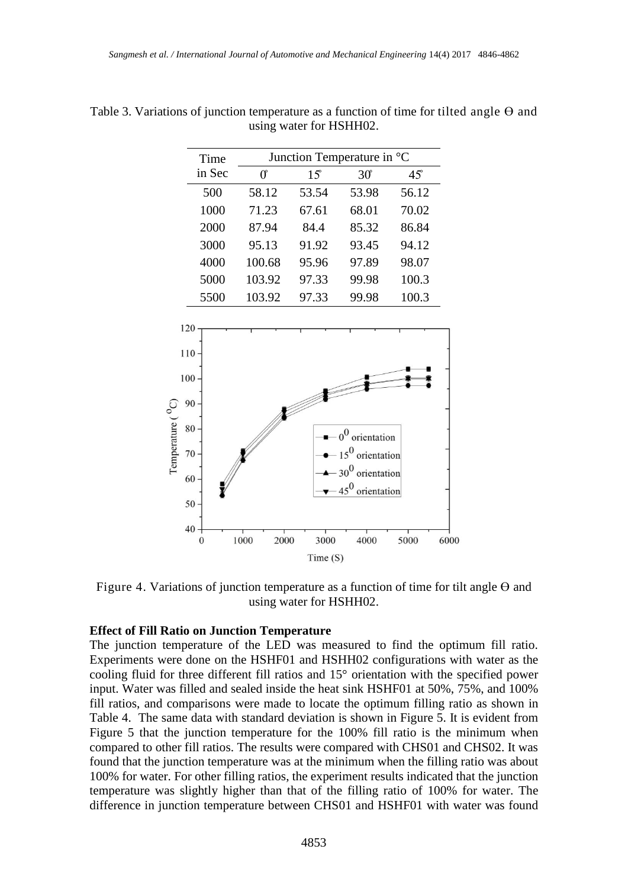Table 3. Variations of junction temperature as a function of time for tilted angle ϴ and using water for HSHH02.

| Time in Sec | Junction Temperature in °C | | | |
|---|---|---|---|---|
| | 0° | 15° | 30° | 45° |
| 500 | 58.12 | 53.54 | 53.98 | 56.12 |
| 1000 | 71.23 | 67.61 | 68.01 | 70.02 |
| 2000 | 87.94 | 84.4 | 85.32 | 86.84 |
| 3000 | 95.13 | 91.92 | 93.45 | 94.12 |
| 4000 | 100.68 | 95.96 | 97.89 | 98.07 |
| 5000 | 103.92 | 97.33 | 99.98 | 100.3 |
| 5500 | 103.92 | 97.33 | 99.98 | 100.3 |

Figure 4. Variations of junction temperature as a function of time for tilt angle ϴ and using water for HSHH02.

**Effect of Fill Ratio on Junction Temperature**

The junction temperature of the LED was measured to find the optimum fill ratio. Experiments were done on the HSHF01 and HSHH02 configurations with water as the cooling fluid for three different fill ratios and 15° orientation with the specified power input. Water was filled and sealed inside the heat sink HSHF01 at 50%, 75%, and 100% fill ratios, and comparisons were made to locate the optimum filling ratio as shown in Table 4. The same data with standard deviation is shown in Figure 5. It is evident from Figure 5 that the junction temperature for the 100% fill ratio is the minimum when compared to other fill ratios. The results were compared with CHS01 and CHS02. It was found that the junction temperature was at the minimum when the filling ratio was about 100% for water. For other filling ratios, the experiment results indicated that the junction temperature was slightly higher than that of the filling ratio of 100% for water. The difference in junction temperature between CHS01 and HSHF01 with water was found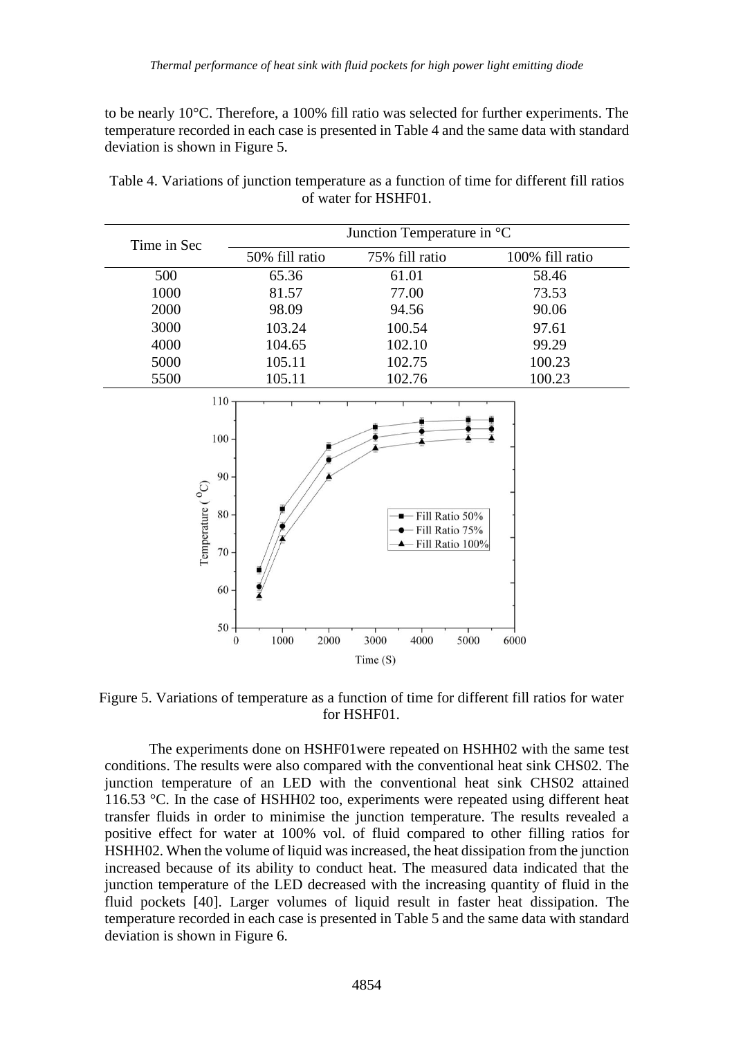to be nearly 10°C. Therefore, a 100% fill ratio was selected for further experiments. The temperature recorded in each case is presented in Table 4 and the same data with standard deviation is shown in Figure 5.

Table 4. Variations of junction temperature as a function of time for different fill ratios of water for HSHF01.

| Time in Sec | Junction Temperature in °C | | |
|---|---|---|---|
| | 50% fill ratio | 75% fill ratio | 100% fill ratio |
| 500 | 65.36 | 61.01 | 58.46 |
| 1000 | 81.57 | 77.00 | 73.53 |
| 2000 | 98.09 | 94.56 | 90.06 |
| 3000 | 103.24 | 100.54 | 97.61 |
| 4000 | 104.65 | 102.10 | 99.29 |
| 5000 | 105.11 | 102.75 | 100.23 |
| 5500 | 105.11 | 102.76 | 100.23 |

Figure 5. Variations of temperature as a function of time for different fill ratios for water for HSHF01.

The experiments done on HSHF01were repeated on HSHH02 with the same test conditions. The results were also compared with the conventional heat sink CHS02. The junction temperature of an LED with the conventional heat sink CHS02 attained 116.53 °C. In the case of HSHH02 too, experiments were repeated using different heat transfer fluids in order to minimise the junction temperature. The results revealed a positive effect for water at 100% vol. of fluid compared to other filling ratios for HSHH02. When the volume of liquid was increased, the heat dissipation from the junction increased because of its ability to conduct heat. The measured data indicated that the junction temperature of the LED decreased with the increasing quantity of fluid in the fluid pockets [40]. Larger volumes of liquid result in faster heat dissipation. The temperature recorded in each case is presented in Table 5 and the same data with standard deviation is shown in Figure 6.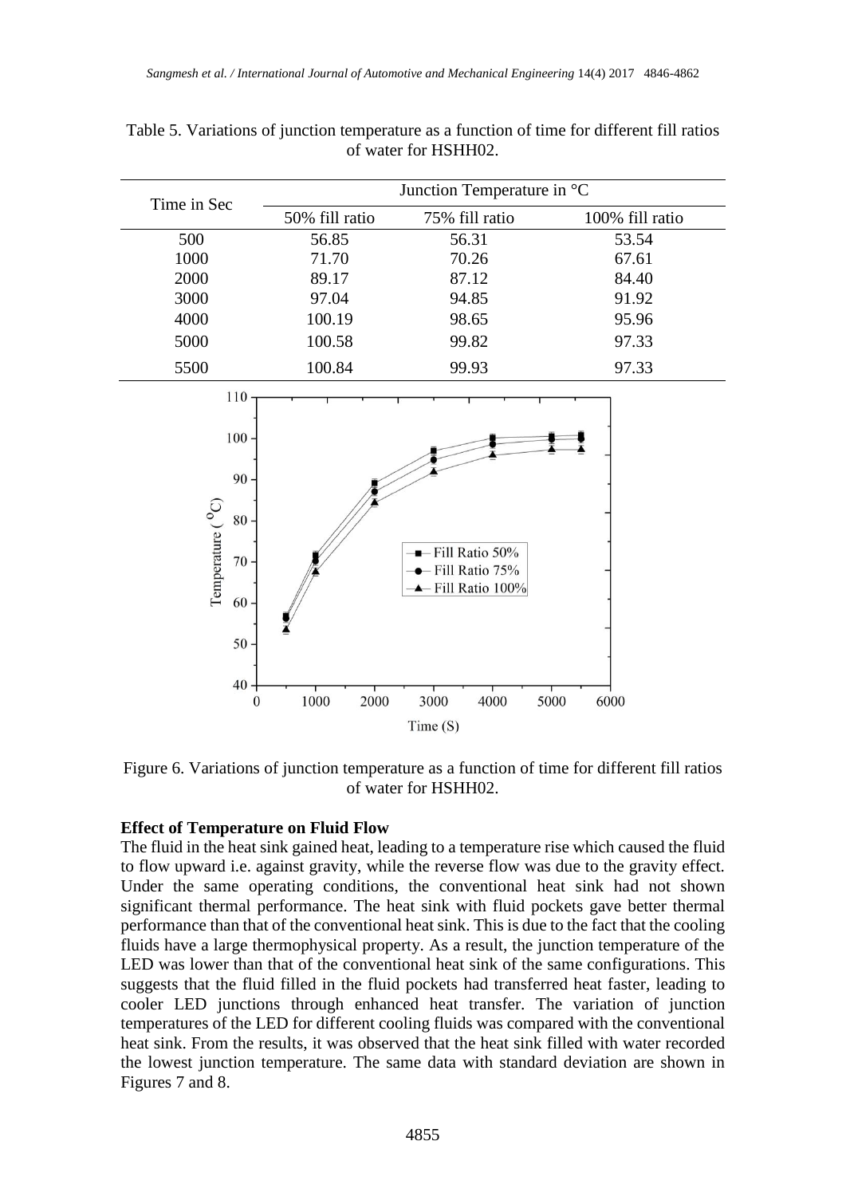Table 5. Variations of junction temperature as a function of time for different fill ratios of water for HSHH02.

| Time in Sec | Junction Temperature in °C | | |
|---|---|---|---|
| | 50% fill ratio | 75% fill ratio | 100% fill ratio |
| 500 | 56.85 | 56.31 | 53.54 |
| 1000 | 71.70 | 70.26 | 67.61 |
| 2000 | 89.17 | 87.12 | 84.40 |
| 3000 | 97.04 | 94.85 | 91.92 |
| 4000 | 100.19 | 98.65 | 95.96 |
| 5000 | 100.58 | 99.82 | 97.33 |
| 5500 | 100.84 | 99.93 | 97.33 |

Figure 6. Variations of junction temperature as a function of time for different fill ratios of water for HSHH02.

**Effect of Temperature on Fluid Flow**

The fluid in the heat sink gained heat, leading to a temperature rise which caused the fluid to flow upward i.e. against gravity, while the reverse flow was due to the gravity effect. Under the same operating conditions, the conventional heat sink had not shown significant thermal performance. The heat sink with fluid pockets gave better thermal performance than that of the conventional heat sink. This is due to the fact that the cooling fluids have a large thermophysical property. As a result, the junction temperature of the LED was lower than that of the conventional heat sink of the same configurations. This suggests that the fluid filled in the fluid pockets had transferred heat faster, leading to cooler LED junctions through enhanced heat transfer. The variation of junction temperatures of the LED for different cooling fluids was compared with the conventional heat sink. From the results, it was observed that the heat sink filled with water recorded the lowest junction temperature. The same data with standard deviation are shown in Figures 7 and 8.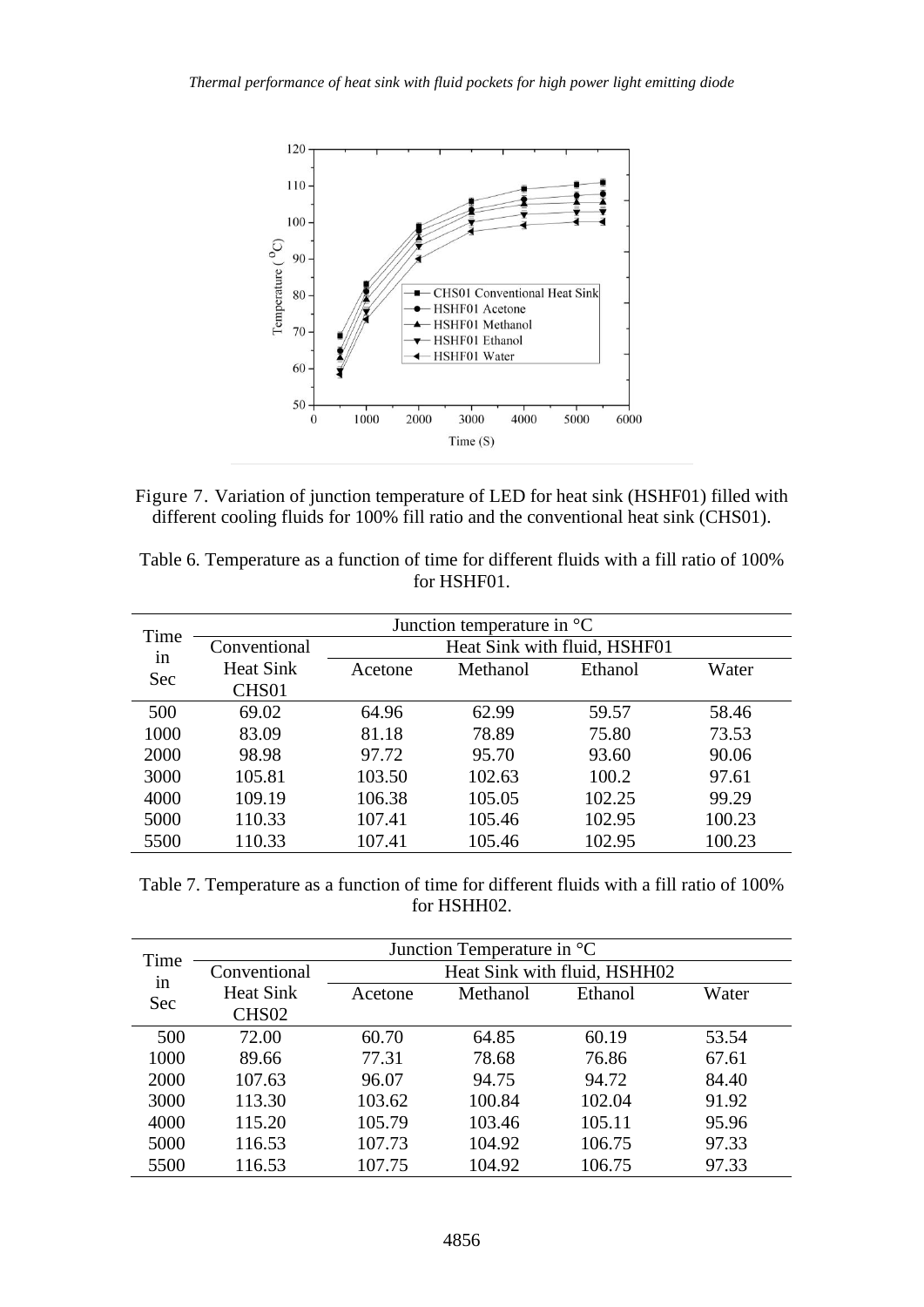Figure 7. Variation of junction temperature of LED for heat sink (HSHF01) filled with different cooling fluids for 100% fill ratio and the conventional heat sink (CHS01).

Table 6. Temperature as a function of time for different fluids with a fill ratio of 100% for HSHF01.

| Time in Sec | Junction temperature in °C | | | | |
|---|---|---|---|---|---|
| | Conventional Heat Sink CHS01 | Heat Sink with fluid, HSHF01 | | | |
| | | Acetone | Methanol | Ethanol | Water |
| 500 | 69.02 | 64.96 | 62.99 | 59.57 | 58.46 |
| 1000 | 83.09 | 81.18 | 78.89 | 75.80 | 73.53 |
| 2000 | 98.98 | 97.72 | 95.70 | 93.60 | 90.06 |
| 3000 | 105.81 | 103.50 | 102.63 | 100.2 | 97.61 |
| 4000 | 109.19 | 106.38 | 105.05 | 102.25 | 99.29 |
| 5000 | 110.33 | 107.41 | 105.46 | 102.95 | 100.23 |
| 5500 | 110.33 | 107.41 | 105.46 | 102.95 | 100.23 |

Table 7. Temperature as a function of time for different fluids with a fill ratio of 100% for HSHH02.

| Time in Sec | Junction Temperature in °C | | | | |
|---|---|---|---|---|---|
| | Conventional Heat Sink CHS02 | Heat Sink with fluid, HSHH02 | | | |
| | | Acetone | Methanol | Ethanol | Water |
| 500 | 72.00 | 60.70 | 64.85 | 60.19 | 53.54 |
| 1000 | 89.66 | 77.31 | 78.68 | 76.86 | 67.61 |
| 2000 | 107.63 | 96.07 | 94.75 | 94.72 | 84.40 |
| 3000 | 113.30 | 103.62 | 100.84 | 102.04 | 91.92 |
| 4000 | 115.20 | 105.79 | 103.46 | 105.11 | 95.96 |
| 5000 | 116.53 | 107.73 | 104.92 | 106.75 | 97.33 |
| 5500 | 116.53 | 107.75 | 104.92 | 106.75 | 97.33 |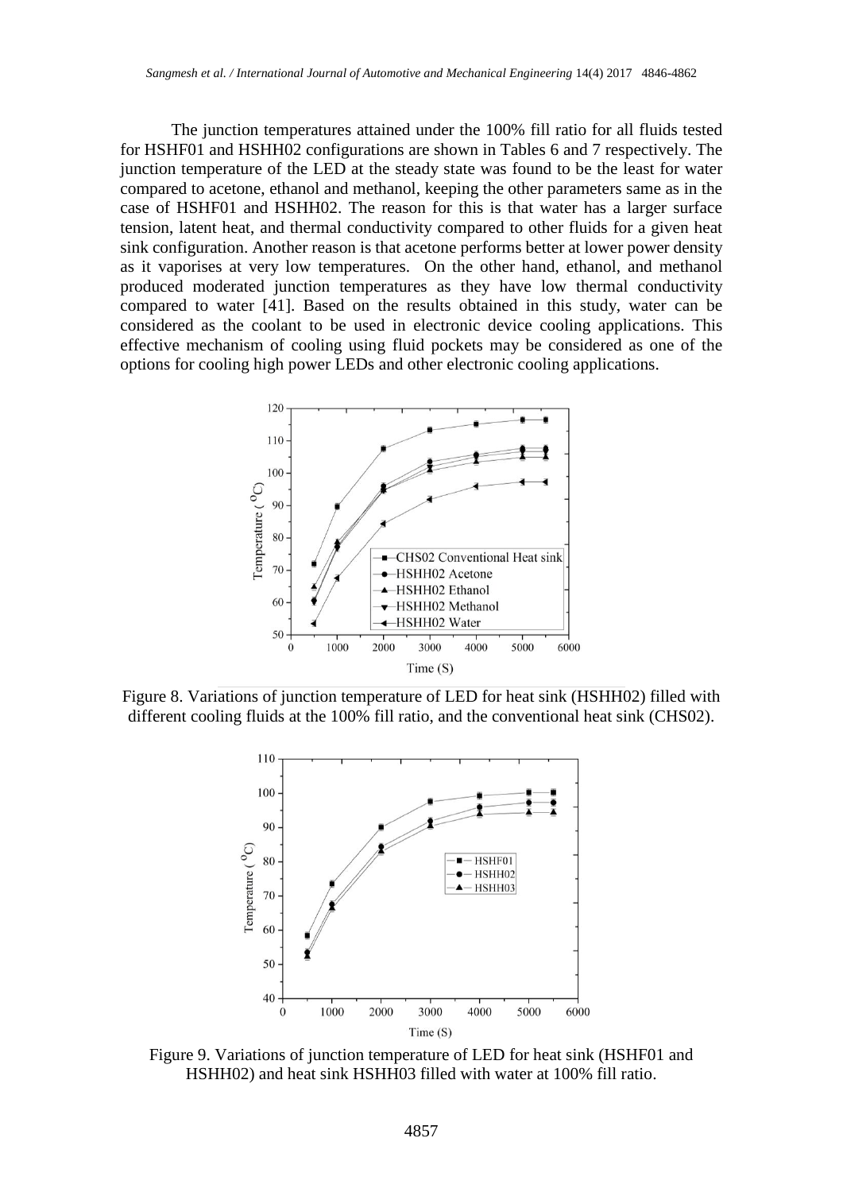The junction temperatures attained under the 100% fill ratio for all fluids tested for HSHF01 and HSHH02 configurations are shown in Tables 6 and 7 respectively. The junction temperature of the LED at the steady state was found to be the least for water compared to acetone, ethanol and methanol, keeping the other parameters same as in the case of HSHF01 and HSHH02. The reason for this is that water has a larger surface tension, latent heat, and thermal conductivity compared to other fluids for a given heat sink configuration. Another reason is that acetone performs better at lower power density as it vaporises at very low temperatures. On the other hand, ethanol, and methanol produced moderated junction temperatures as they have low thermal conductivity compared to water [41]. Based on the results obtained in this study, water can be considered as the coolant to be used in electronic device cooling applications. This effective mechanism of cooling using fluid pockets may be considered as one of the options for cooling high power LEDs and other electronic cooling applications.

Figure 8. Variations of junction temperature of LED for heat sink (HSHH02) filled with different cooling fluids at the 100% fill ratio, and the conventional heat sink (CHS02).

Figure 9. Variations of junction temperature of LED for heat sink (HSHF01 and HSHH02) and heat sink HSHH03 filled with water at 100% fill ratio.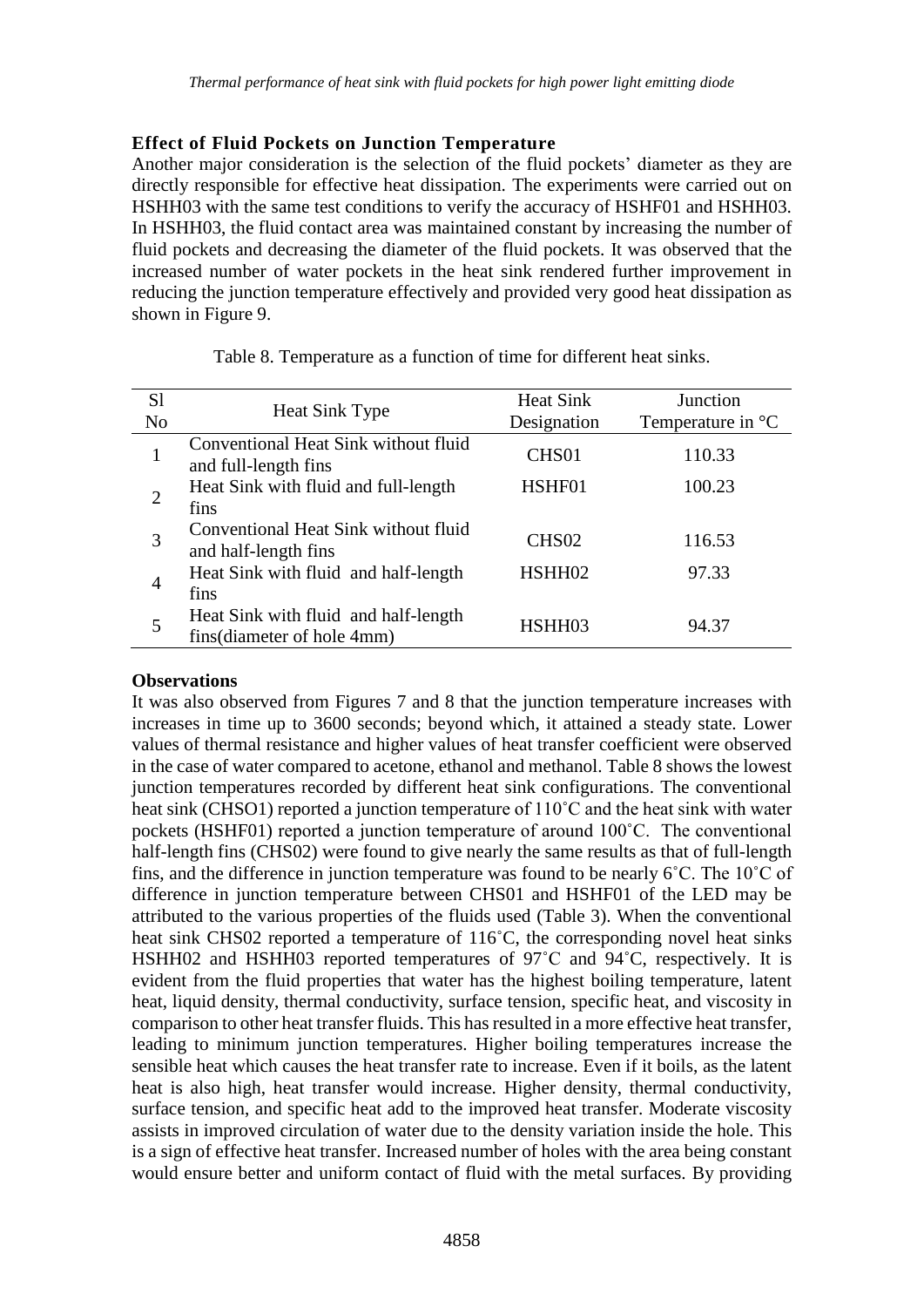### Effect of Fluid Pockets on Junction Temperature

Another major consideration is the selection of the fluid pockets' diameter as they are directly responsible for effective heat dissipation. The experiments were carried out on HSHH03 with the same test conditions to verify the accuracy of HSHF01 and HSHH03. In HSHH03, the fluid contact area was maintained constant by increasing the number of fluid pockets and decreasing the diameter of the fluid pockets. It was observed that the increased number of water pockets in the heat sink rendered further improvement in reducing the junction temperature effectively and provided very good heat dissipation as shown in Figure 9.

Table 8. Temperature as a function of time for different heat sinks.

| Sl No | Heat Sink Type | Heat Sink Designation | Junction Temperature in °C |
|---|---|---|---|
| 1 | Conventional Heat Sink without fluid and full-length fins | CHS01 | 110.33 |
| 2 | Heat Sink with fluid and full-length fins | HSHF01 | 100.23 |
| 3 | Conventional Heat Sink without fluid and half-length fins | CHS02 | 116.53 |
| 4 | Heat Sink with fluid and half-length fins | HSHH02 | 97.33 |
| 5 | Heat Sink with fluid and half-length fins(diameter of hole 4mm) | HSHH03 | 94.37 |

**Observations**

It was also observed from Figures 7 and 8 that the junction temperature increases with increases in time up to 3600 seconds; beyond which, it attained a steady state. Lower values of thermal resistance and higher values of heat transfer coefficient were observed in the case of water compared to acetone, ethanol and methanol. Table 8 shows the lowest junction temperatures recorded by different heat sink configurations. The conventional heat sink (CHSO1) reported a junction temperature of 110˚C and the heat sink with water pockets (HSHF01) reported a junction temperature of around 100˚C. The conventional half-length fins (CHS02) were found to give nearly the same results as that of full-length fins, and the difference in junction temperature was found to be nearly 6˚C. The 10˚C of difference in junction temperature between CHS01 and HSHF01 of the LED may be attributed to the various properties of the fluids used (Table 3). When the conventional heat sink CHS02 reported a temperature of 116˚C, the corresponding novel heat sinks HSHH02 and HSHH03 reported temperatures of 97˚C and 94˚C, respectively. It is evident from the fluid properties that water has the highest boiling temperature, latent heat, liquid density, thermal conductivity, surface tension, specific heat, and viscosity in comparison to other heat transfer fluids. This has resulted in a more effective heat transfer, leading to minimum junction temperatures. Higher boiling temperatures increase the sensible heat which causes the heat transfer rate to increase. Even if it boils, as the latent heat is also high, heat transfer would increase. Higher density, thermal conductivity, surface tension, and specific heat add to the improved heat transfer. Moderate viscosity assists in improved circulation of water due to the density variation inside the hole. This is a sign of effective heat transfer. Increased number of holes with the area being constant would ensure better and uniform contact of fluid with the metal surfaces. By providing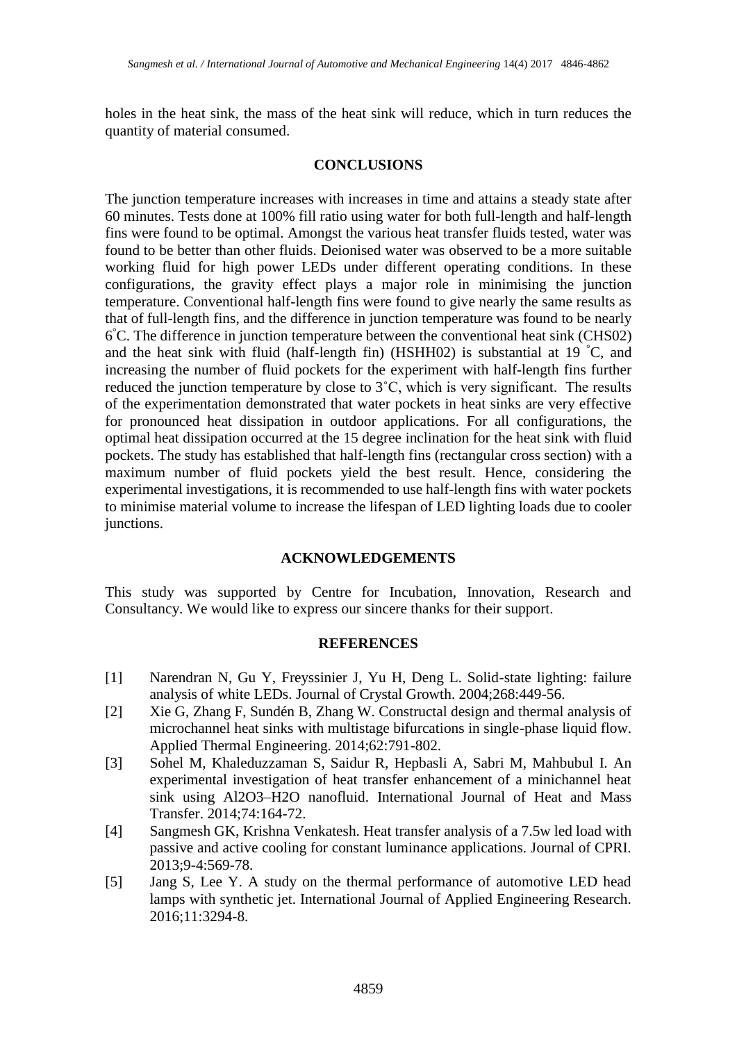holes in the heat sink, the mass of the heat sink will reduce, which in turn reduces the quantity of material consumed.

## CONCLUSIONS

The junction temperature increases with increases in time and attains a steady state after 60 minutes. Tests done at 100% fill ratio using water for both full-length and half-length fins were found to be optimal. Amongst the various heat transfer fluids tested, water was found to be better than other fluids. Deionised water was observed to be a more suitable working fluid for high power LEDs under different operating conditions. In these configurations, the gravity effect plays a major role in minimising the junction temperature. Conventional half-length fins were found to give nearly the same results as that of full-length fins, and the difference in junction temperature was found to be nearly 6°C. The difference in junction temperature between the conventional heat sink (CHS02) and the heat sink with fluid (half-length fin) (HSHH02) is substantial at 19 °C, and increasing the number of fluid pockets for the experiment with half-length fins further reduced the junction temperature by close to 3°C, which is very significant. The results of the experimentation demonstrated that water pockets in heat sinks are very effective for pronounced heat dissipation in outdoor applications. For all configurations, the optimal heat dissipation occurred at the 15 degree inclination for the heat sink with fluid pockets. The study has established that half-length fins (rectangular cross section) with a maximum number of fluid pockets yield the best result. Hence, considering the experimental investigations, it is recommended to use half-length fins with water pockets to minimise material volume to increase the lifespan of LED lighting loads due to cooler junctions.

## ACKNOWLEDGEMENTS

This study was supported by Centre for Incubation, Innovation, Research and Consultancy. We would like to express our sincere thanks for their support.

## REFERENCES

[1] Narendran N, Gu Y, Freyssinier J, Yu H, Deng L. Solid-state lighting: failure analysis of white LEDs. Journal of Crystal Growth. 2004;268:449-56.

[2] Xie G, Zhang F, Sundén B, Zhang W. Constructal design and thermal analysis of microchannel heat sinks with multistage bifurcations in single-phase liquid flow. Applied Thermal Engineering. 2014;62:791-802.

[3] Sohel M, Khaleduzzaman S, Saidur R, Hepbasli A, Sabri M, Mahbubul I. An experimental investigation of heat transfer enhancement of a minichannel heat sink using Al2O3–H2O nanofluid. International Journal of Heat and Mass Transfer. 2014;74:164-72.

[4] Sangmesh GK, Krishna Venkatesh. Heat transfer analysis of a 7.5w led load with passive and active cooling for constant luminance applications. Journal of CPRI. 2013;9-4:569-78.

[5] Jang S, Lee Y. A study on the thermal performance of automotive LED head lamps with synthetic jet. International Journal of Applied Engineering Research. 2016;11:3294-8.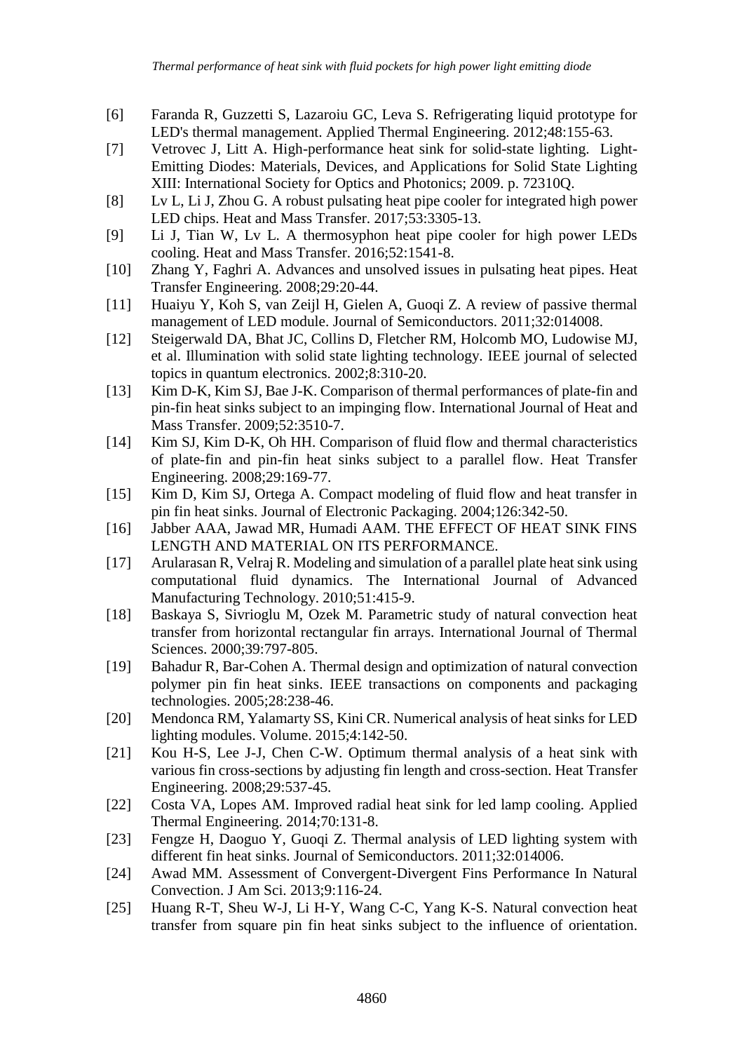[6] Faranda R, Guzzetti S, Lazaroiu GC, Leva S. Refrigerating liquid prototype for LED's thermal management. Applied Thermal Engineering. 2012;48:155-63.

[7] Vetrovec J, Litt A. High-performance heat sink for solid-state lighting. Light-Emitting Diodes: Materials, Devices, and Applications for Solid State Lighting XIII: International Society for Optics and Photonics; 2009. p. 72310Q.

[8] Lv L, Li J, Zhou G. A robust pulsating heat pipe cooler for integrated high power LED chips. Heat and Mass Transfer. 2017;53:3305-13.

[9] Li J, Tian W, Lv L. A thermosyphon heat pipe cooler for high power LEDs cooling. Heat and Mass Transfer. 2016;52:1541-8.

[10] Zhang Y, Faghri A. Advances and unsolved issues in pulsating heat pipes. Heat Transfer Engineering. 2008;29:20-44.

[11] Huaiyu Y, Koh S, van Zeijl H, Gielen A, Guoqi Z. A review of passive thermal management of LED module. Journal of Semiconductors. 2011;32:014008.

[12] Steigerwald DA, Bhat JC, Collins D, Fletcher RM, Holcomb MO, Ludowise MJ, et al. Illumination with solid state lighting technology. IEEE journal of selected topics in quantum electronics. 2002;8:310-20.

[13] Kim D-K, Kim SJ, Bae J-K. Comparison of thermal performances of plate-fin and pin-fin heat sinks subject to an impinging flow. International Journal of Heat and Mass Transfer. 2009;52:3510-7.

[14] Kim SJ, Kim D-K, Oh HH. Comparison of fluid flow and thermal characteristics of plate-fin and pin-fin heat sinks subject to a parallel flow. Heat Transfer Engineering. 2008;29:169-77.

[15] Kim D, Kim SJ, Ortega A. Compact modeling of fluid flow and heat transfer in pin fin heat sinks. Journal of Electronic Packaging. 2004;126:342-50.

[16] Jabber AAA, Jawad MR, Humadi AAM. THE EFFECT OF HEAT SINK FINS LENGTH AND MATERIAL ON ITS PERFORMANCE.

[17] Arularasan R, Velraj R. Modeling and simulation of a parallel plate heat sink using computational fluid dynamics. The International Journal of Advanced Manufacturing Technology. 2010;51:415-9.

[18] Baskaya S, Sivrioglu M, Ozek M. Parametric study of natural convection heat transfer from horizontal rectangular fin arrays. International Journal of Thermal Sciences. 2000;39:797-805.

[19] Bahadur R, Bar-Cohen A. Thermal design and optimization of natural convection polymer pin fin heat sinks. IEEE transactions on components and packaging technologies. 2005;28:238-46.

[20] Mendonca RM, Yalamarty SS, Kini CR. Numerical analysis of heat sinks for LED lighting modules. Volume. 2015;4:142-50.

[21] Kou H-S, Lee J-J, Chen C-W. Optimum thermal analysis of a heat sink with various fin cross-sections by adjusting fin length and cross-section. Heat Transfer Engineering. 2008;29:537-45.

[22] Costa VA, Lopes AM. Improved radial heat sink for led lamp cooling. Applied Thermal Engineering. 2014;70:131-8.

[23] Fengze H, Daoguo Y, Guoqi Z. Thermal analysis of LED lighting system with different fin heat sinks. Journal of Semiconductors. 2011;32:014006.

[24] Awad MM. Assessment of Convergent-Divergent Fins Performance In Natural Convection. J Am Sci. 2013;9:116-24.

[25] Huang R-T, Sheu W-J, Li H-Y, Wang C-C, Yang K-S. Natural convection heat transfer from square pin fin heat sinks subject to the influence of orientation.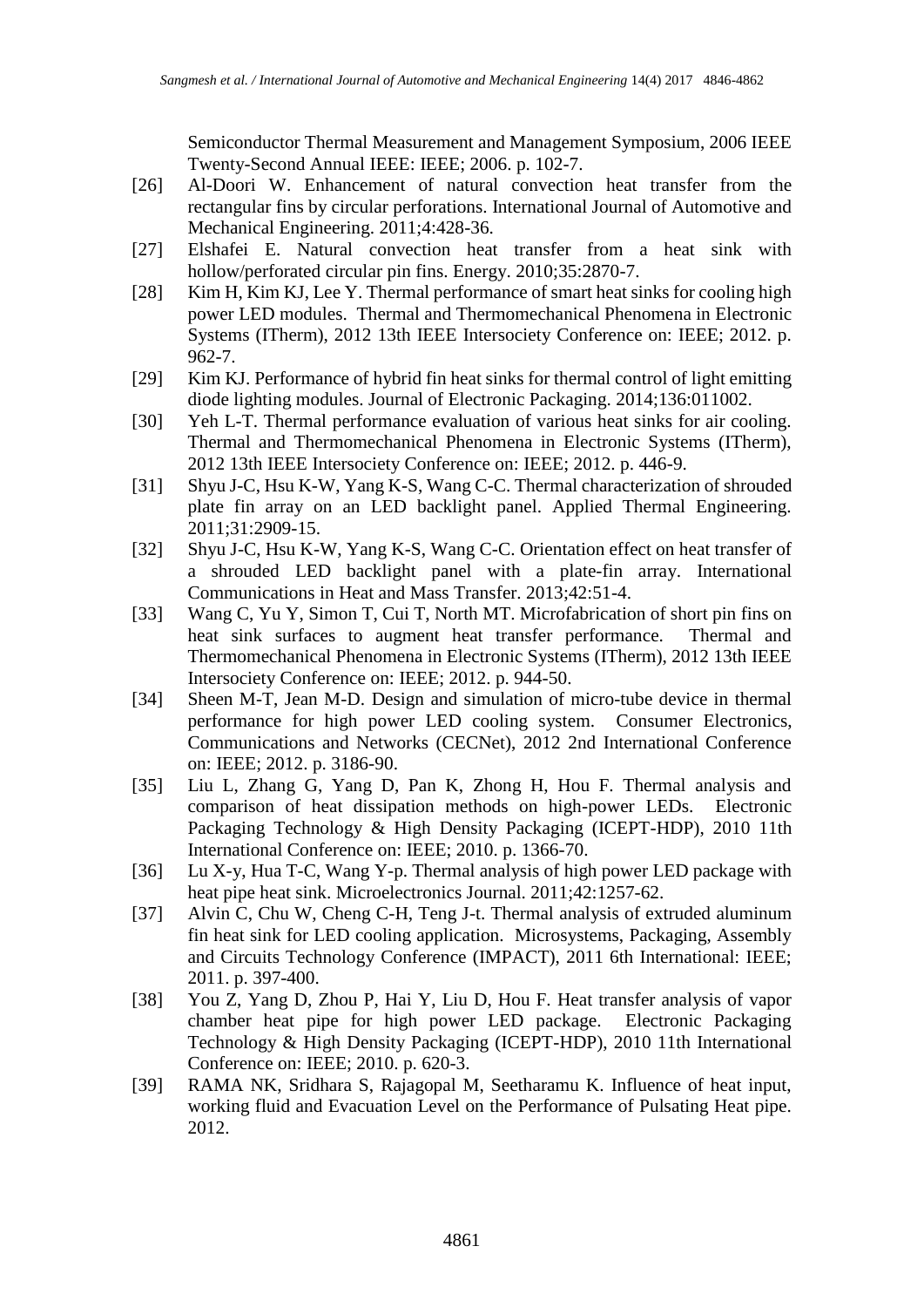Semiconductor Thermal Measurement and Management Symposium, 2006 IEEE Twenty-Second Annual IEEE: IEEE; 2006. p. 102-7.

[26] Al-Doori W. Enhancement of natural convection heat transfer from the rectangular fins by circular perforations. International Journal of Automotive and Mechanical Engineering. 2011;4:428-36.

[27] Elshafei E. Natural convection heat transfer from a heat sink with hollow/perforated circular pin fins. Energy. 2010;35:2870-7.

[28] Kim H, Kim KJ, Lee Y. Thermal performance of smart heat sinks for cooling high power LED modules. Thermal and Thermomechanical Phenomena in Electronic Systems (ITherm), 2012 13th IEEE Intersociety Conference on: IEEE; 2012. p. 962-7.

[29] Kim KJ. Performance of hybrid fin heat sinks for thermal control of light emitting diode lighting modules. Journal of Electronic Packaging. 2014;136:011002.

[30] Yeh L-T. Thermal performance evaluation of various heat sinks for air cooling. Thermal and Thermomechanical Phenomena in Electronic Systems (ITherm), 2012 13th IEEE Intersociety Conference on: IEEE; 2012. p. 446-9.

[31] Shyu J-C, Hsu K-W, Yang K-S, Wang C-C. Thermal characterization of shrouded plate fin array on an LED backlight panel. Applied Thermal Engineering. 2011;31:2909-15.

[32] Shyu J-C, Hsu K-W, Yang K-S, Wang C-C. Orientation effect on heat transfer of a shrouded LED backlight panel with a plate-fin array. International Communications in Heat and Mass Transfer. 2013;42:51-4.

[33] Wang C, Yu Y, Simon T, Cui T, North MT. Microfabrication of short pin fins on heat sink surfaces to augment heat transfer performance. Thermal and Thermomechanical Phenomena in Electronic Systems (ITherm), 2012 13th IEEE Intersociety Conference on: IEEE; 2012. p. 944-50.

[34] Sheen M-T, Jean M-D. Design and simulation of micro-tube device in thermal performance for high power LED cooling system. Consumer Electronics, Communications and Networks (CECNet), 2012 2nd International Conference on: IEEE; 2012. p. 3186-90.

[35] Liu L, Zhang G, Yang D, Pan K, Zhong H, Hou F. Thermal analysis and comparison of heat dissipation methods on high-power LEDs. Electronic Packaging Technology & High Density Packaging (ICEPT-HDP), 2010 11th International Conference on: IEEE; 2010. p. 1366-70.

[36] Lu X-y, Hua T-C, Wang Y-p. Thermal analysis of high power LED package with heat pipe heat sink. Microelectronics Journal. 2011;42:1257-62.

[37] Alvin C, Chu W, Cheng C-H, Teng J-t. Thermal analysis of extruded aluminum fin heat sink for LED cooling application. Microsystems, Packaging, Assembly and Circuits Technology Conference (IMPACT), 2011 6th International: IEEE; 2011. p. 397-400.

[38] You Z, Yang D, Zhou P, Hai Y, Liu D, Hou F. Heat transfer analysis of vapor chamber heat pipe for high power LED package. Electronic Packaging Technology & High Density Packaging (ICEPT-HDP), 2010 11th International Conference on: IEEE; 2010. p. 620-3.

[39] RAMA NK, Sridhara S, Rajagopal M, Seetharamu K. Influence of heat input, working fluid and Evacuation Level on the Performance of Pulsating Heat pipe. 2012.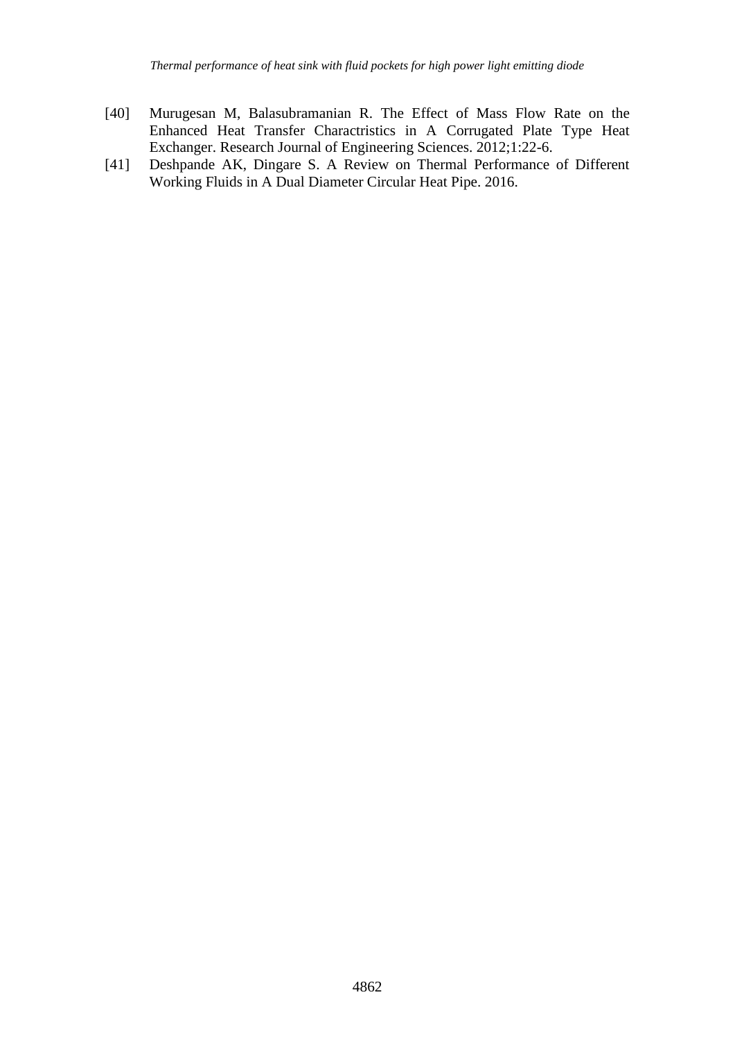[40] Murugesan M, Balasubramanian R. The Effect of Mass Flow Rate on the Enhanced Heat Transfer Charactristics in A Corrugated Plate Type Heat Exchanger. Research Journal of Engineering Sciences. 2012;1:22-6.

[41] Deshpande AK, Dingare S. A Review on Thermal Performance of Different Working Fluids in A Dual Diameter Circular Heat Pipe. 2016.